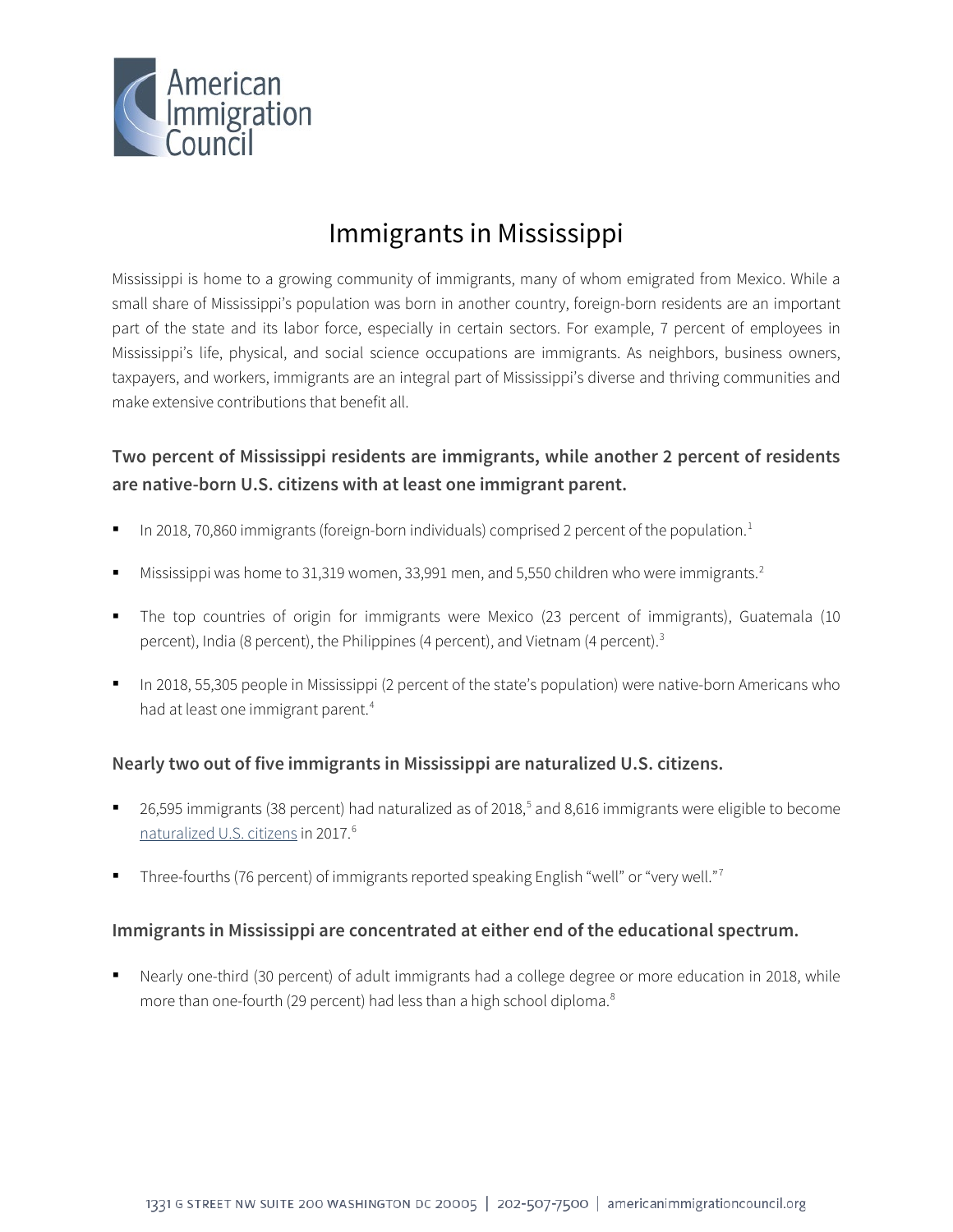# Immigrants in Mississippi

Mississippi is home to a growing community of immigrants, many of whom emigrated from Mexico. While a small share of Mississippi's population was born in another country, foreign-born residents are an important part of the state and its labor force, especially in certain sectors. For example, 7 percent of employees in Mississippi's life, physical, and social science occupations are immigrants. As neighbors, business owners, taxpayers, and workers, immigrants are an integral part of Mississippi's diverse and thriving communities and make extensive contributions that benefit all.

## Two percent of Mississippi residents are immigrants, while another 2 percent of residents are native-born U.S. citizens with at least one immigrant parent.

- In 2018, 70,860 immigrants (foreign-born individuals) comprised 2 percent of the population.[1]
- Mississippi was home to 31,319 women, 33,991 men, and 5,550 children who were immigrants.[2]
- The top countries of origin for immigrants were Mexico (23 percent of immigrants), Guatemala (10 percent), India (8 percent), the Philippines (4 percent), and Vietnam (4 percent).[3]
- In 2018, 55,305 people in Mississippi (2 percent of the state's population) were native-born Americans who had at least one immigrant parent.[4]

## Nearly two out of five immigrants in Mississippi are naturalized U.S. citizens.

- 26,595 immigrants (38 percent) had naturalized as of 2018,[5] and 8,616 immigrants were eligible to become naturalized U.S. citizens in 2017.[6]
- Three-fourths (76 percent) of immigrants reported speaking English "well" or "very well."[7]

## Immigrants in Mississippi are concentrated at either end of the educational spectrum.

- Nearly one-third (30 percent) of adult immigrants had a college degree or more education in 2018, while more than one-fourth (29 percent) had less than a high school diploma.[8]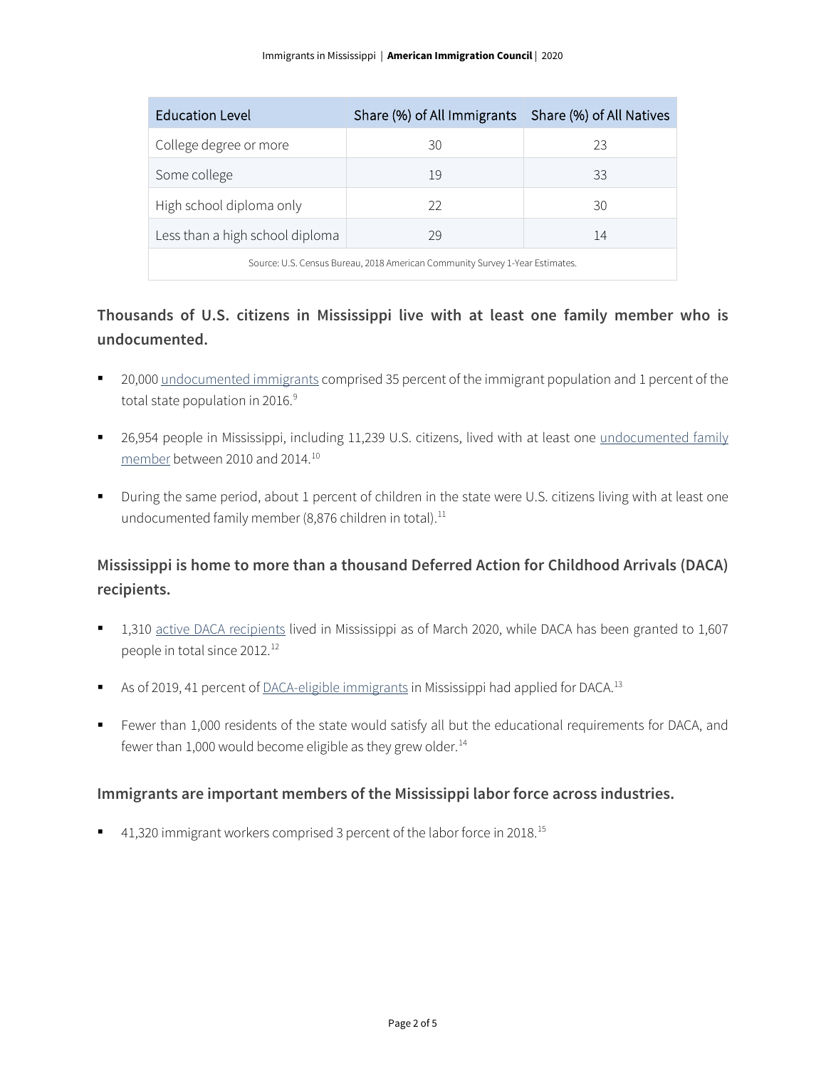| Education Level | Share (%) of All Immigrants | Share (%) of All Natives |
| --- | --- | --- |
| College degree or more | 30 | 23 |
| Some college | 19 | 33 |
| High school diploma only | 22 | 30 |
| Less than a high school diploma | 29 | 14 |

Source: U.S. Census Bureau, 2018 American Community Survey 1-Year Estimates.

### Thousands of U.S. citizens in Mississippi live with at least one family member who is undocumented.

- 20,000 undocumented immigrants comprised 35 percent of the immigrant population and 1 percent of the total state population in 2016.[9]
- 26,954 people in Mississippi, including 11,239 U.S. citizens, lived with at least one undocumented family member between 2010 and 2014.[10]
- During the same period, about 1 percent of children in the state were U.S. citizens living with at least one undocumented family member (8,876 children in total).[11]

### Mississippi is home to more than a thousand Deferred Action for Childhood Arrivals (DACA) recipients.

- 1,310 active DACA recipients lived in Mississippi as of March 2020, while DACA has been granted to 1,607 people in total since 2012.[12]
- As of 2019, 41 percent of DACA-eligible immigrants in Mississippi had applied for DACA.[13]
- Fewer than 1,000 residents of the state would satisfy all but the educational requirements for DACA, and fewer than 1,000 would become eligible as they grew older.[14]

### Immigrants are important members of the Mississippi labor force across industries.

- 41,320 immigrant workers comprised 3 percent of the labor force in 2018.[15]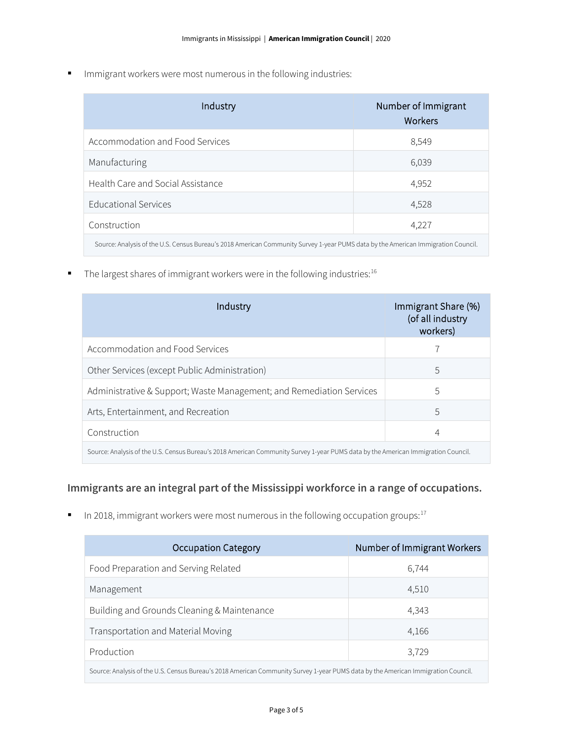- Immigrant workers were most numerous in the following industries:

| Industry | Number of Immigrant Workers |
| --- | --- |
| Accommodation and Food Services | 8,549 |
| Manufacturing | 6,039 |
| Health Care and Social Assistance | 4,952 |
| Educational Services | 4,528 |
| Construction | 4,227 |

Source: Analysis of the U.S. Census Bureau's 2018 American Community Survey 1-year PUMS data by the American Immigration Council.

- The largest shares of immigrant workers were in the following industries:[16]

| Industry | Immigrant Share (%) (of all industry workers) |
| --- | --- |
| Accommodation and Food Services | 7 |
| Other Services (except Public Administration) | 5 |
| Administrative & Support; Waste Management; and Remediation Services | 5 |
| Arts, Entertainment, and Recreation | 5 |
| Construction | 4 |

Source: Analysis of the U.S. Census Bureau's 2018 American Community Survey 1-year PUMS data by the American Immigration Council.

## Immigrants are an integral part of the Mississippi workforce in a range of occupations.

- In 2018, immigrant workers were most numerous in the following occupation groups:[17]

| Occupation Category | Number of Immigrant Workers |
| --- | --- |
| Food Preparation and Serving Related | 6,744 |
| Management | 4,510 |
| Building and Grounds Cleaning & Maintenance | 4,343 |
| Transportation and Material Moving | 4,166 |
| Production | 3,729 |

Source: Analysis of the U.S. Census Bureau's 2018 American Community Survey 1-year PUMS data by the American Immigration Council.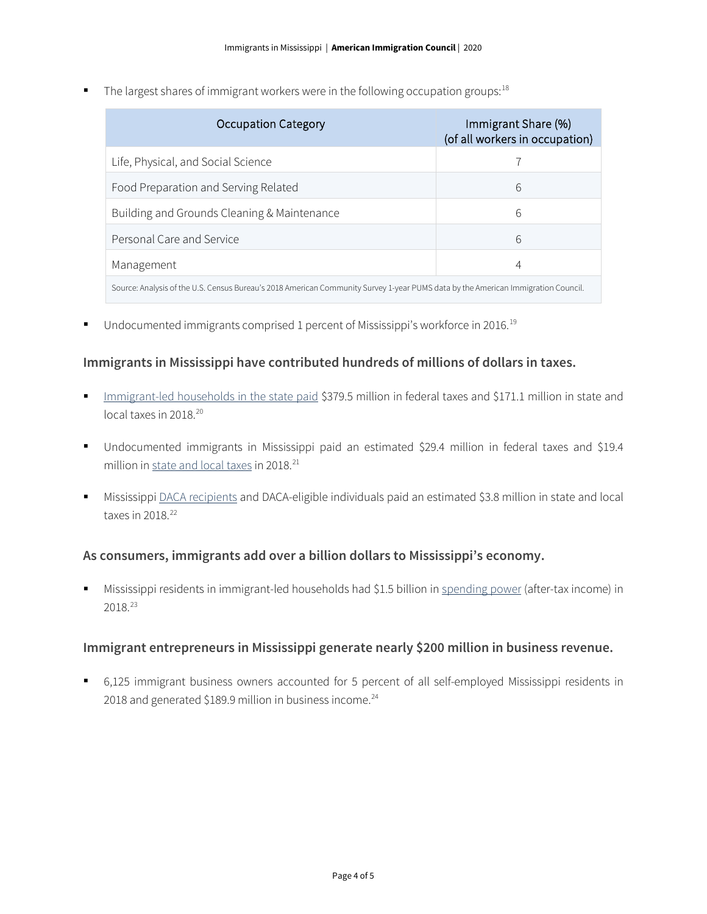- The largest shares of immigrant workers were in the following occupation groups:[18]

| Occupation Category | Immigrant Share (%) (of all workers in occupation) |
| --- | --- |
| Life, Physical, and Social Science | 7 |
| Food Preparation and Serving Related | 6 |
| Building and Grounds Cleaning & Maintenance | 6 |
| Personal Care and Service | 6 |
| Management | 4 |

Source: Analysis of the U.S. Census Bureau's 2018 American Community Survey 1-year PUMS data by the American Immigration Council.

- Undocumented immigrants comprised 1 percent of Mississippi's workforce in 2016.[19]

### Immigrants in Mississippi have contributed hundreds of millions of dollars in taxes.

- Immigrant-led households in the state paid $379.5 million in federal taxes and $171.1 million in state and local taxes in 2018.[20]
- Undocumented immigrants in Mississippi paid an estimated $29.4 million in federal taxes and $19.4 million in state and local taxes in 2018.[21]
- Mississippi DACA recipients and DACA-eligible individuals paid an estimated $3.8 million in state and local taxes in 2018.[22]

### As consumers, immigrants add over a billion dollars to Mississippi's economy.

- Mississippi residents in immigrant-led households had $1.5 billion in spending power (after-tax income) in 2018.[23]

### Immigrant entrepreneurs in Mississippi generate nearly $200 million in business revenue.

- 6,125 immigrant business owners accounted for 5 percent of all self-employed Mississippi residents in 2018 and generated $189.9 million in business income.[24]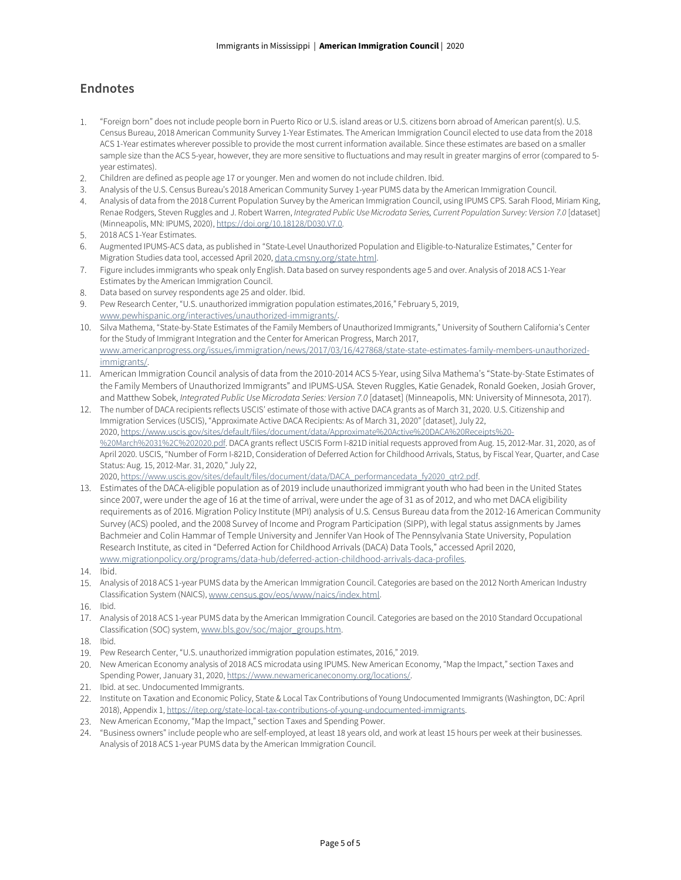## Endnotes

1. "Foreign born" does not include people born in Puerto Rico or U.S. island areas or U.S. citizens born abroad of American parent(s). U.S. Census Bureau, 2018 American Community Survey 1-Year Estimates. The American Immigration Council elected to use data from the 2018 ACS 1-Year estimates wherever possible to provide the most current information available. Since these estimates are based on a smaller sample size than the ACS 5-year, however, they are more sensitive to fluctuations and may result in greater margins of error (compared to 5-year estimates).
2. Children are defined as people age 17 or younger. Men and women do not include children. Ibid.
3. Analysis of the U.S. Census Bureau's 2018 American Community Survey 1-year PUMS data by the American Immigration Council.
4. Analysis of data from the 2018 Current Population Survey by the American Immigration Council, using IPUMS CPS. Sarah Flood, Miriam King, Renae Rodgers, Steven Ruggles and J. Robert Warren, *Integrated Public Use Microdata Series, Current Population Survey: Version 7.0* [dataset] (Minneapolis, MN: IPUMS, 2020), https://doi.org/10.18128/D030.V7.0.
5. 2018 ACS 1-Year Estimates.
6. Augmented IPUMS-ACS data, as published in "State-Level Unauthorized Population and Eligible-to-Naturalize Estimates," Center for Migration Studies data tool, accessed April 2020, data.cmsny.org/state.html.
7. Figure includes immigrants who speak only English. Data based on survey respondents age 5 and over. Analysis of 2018 ACS 1-Year Estimates by the American Immigration Council.
8. Data based on survey respondents age 25 and older. Ibid.
9. Pew Research Center, "U.S. unauthorized immigration population estimates,2016," February 5, 2019, www.pewhispanic.org/interactives/unauthorized-immigrants/.
10. Silva Mathema, "State-by-State Estimates of the Family Members of Unauthorized Immigrants," University of Southern California's Center for the Study of Immigrant Integration and the Center for American Progress, March 2017, www.americanprogress.org/issues/immigration/news/2017/03/16/427868/state-state-estimates-family-members-unauthorized-immigrants/.
11. American Immigration Council analysis of data from the 2010-2014 ACS 5-Year, using Silva Mathema's "State-by-State Estimates of the Family Members of Unauthorized Immigrants" and IPUMS-USA. Steven Ruggles, Katie Genadek, Ronald Goeken, Josiah Grover, and Matthew Sobek, *Integrated Public Use Microdata Series: Version 7.0* [dataset] (Minneapolis, MN: University of Minnesota, 2017).
12. The number of DACA recipients reflects USCIS' estimate of those with active DACA grants as of March 31, 2020. U.S. Citizenship and Immigration Services (USCIS), "Approximate Active DACA Recipients: As of March 31, 2020" [dataset], July 22, 2020, https://www.uscis.gov/sites/default/files/document/data/Approximate%20Active%20DACA%20Receipts%20-%20March%2031%2C%202020.pdf. DACA grants reflect USCIS Form I-821D initial requests approved from Aug. 15, 2012-Mar. 31, 2020, as of April 2020. USCIS, "Number of Form I-821D, Consideration of Deferred Action for Childhood Arrivals, Status, by Fiscal Year, Quarter, and Case Status: Aug. 15, 2012-Mar. 31, 2020," July 22, 2020, https://www.uscis.gov/sites/default/files/document/data/DACA_performancedata_fy2020_qtr2.pdf.
13. Estimates of the DACA-eligible population as of 2019 include unauthorized immigrant youth who had been in the United States since 2007, were under the age of 16 at the time of arrival, were under the age of 31 as of 2012, and who met DACA eligibility requirements as of 2016. Migration Policy Institute (MPI) analysis of U.S. Census Bureau data from the 2012-16 American Community Survey (ACS) pooled, and the 2008 Survey of Income and Program Participation (SIPP), with legal status assignments by James Bachmeier and Colin Hammar of Temple University and Jennifer Van Hook of The Pennsylvania State University, Population Research Institute, as cited in "Deferred Action for Childhood Arrivals (DACA) Data Tools," accessed April 2020, www.migrationpolicy.org/programs/data-hub/deferred-action-childhood-arrivals-daca-profiles.
14. Ibid.
15. Analysis of 2018 ACS 1-year PUMS data by the American Immigration Council. Categories are based on the 2012 North American Industry Classification System (NAICS), www.census.gov/eos/www/naics/index.html.
16. Ibid.
17. Analysis of 2018 ACS 1-year PUMS data by the American Immigration Council. Categories are based on the 2010 Standard Occupational Classification (SOC) system, www.bls.gov/soc/major_groups.htm.
18. Ibid.
19. Pew Research Center, "U.S. unauthorized immigration population estimates, 2016," 2019.
20. New American Economy analysis of 2018 ACS microdata using IPUMS. New American Economy, "Map the Impact," section Taxes and Spending Power, January 31, 2020, https://www.newamericaneconomy.org/locations/.
21. Ibid. at sec. Undocumented Immigrants.
22. Institute on Taxation and Economic Policy, State & Local Tax Contributions of Young Undocumented Immigrants (Washington, DC: April 2018), Appendix 1, https://itep.org/state-local-tax-contributions-of-young-undocumented-immigrants.
23. New American Economy, "Map the Impact," section Taxes and Spending Power.
24. "Business owners" include people who are self-employed, at least 18 years old, and work at least 15 hours per week at their businesses. Analysis of 2018 ACS 1-year PUMS data by the American Immigration Council.